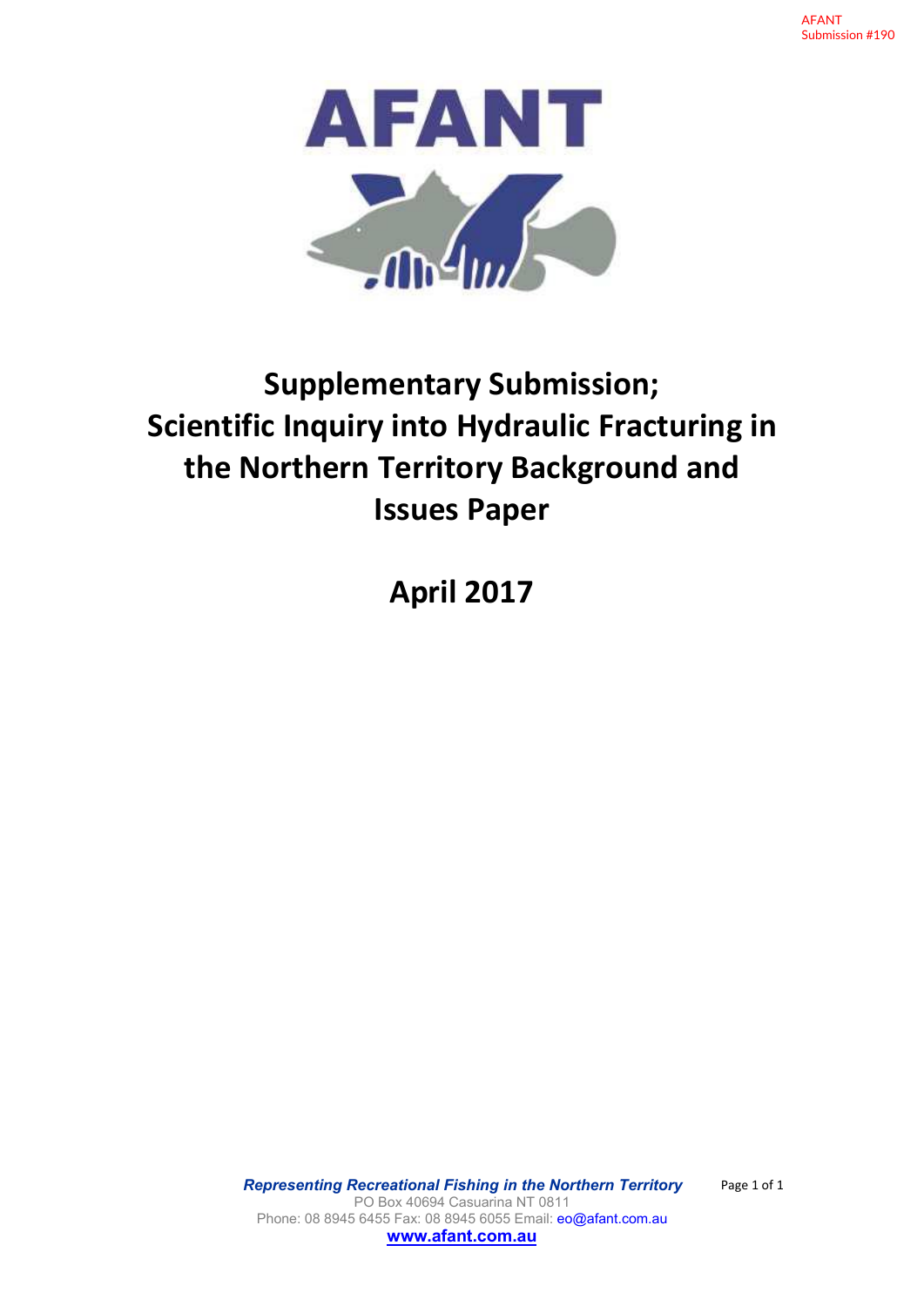AFANT
Submission #190

AFANT

# Supplementary Submission; Scientific Inquiry into Hydraulic Fracturing in the Northern Territory Background and Issues Paper

## April 2017

***Representing Recreational Fishing in the Northern Territory***
PO Box 40694 Casuarina NT 0811
Phone: 08 8945 6455 Fax: 08 8945 6055 Email: eo@afant.com.au
**www.afant.com.au**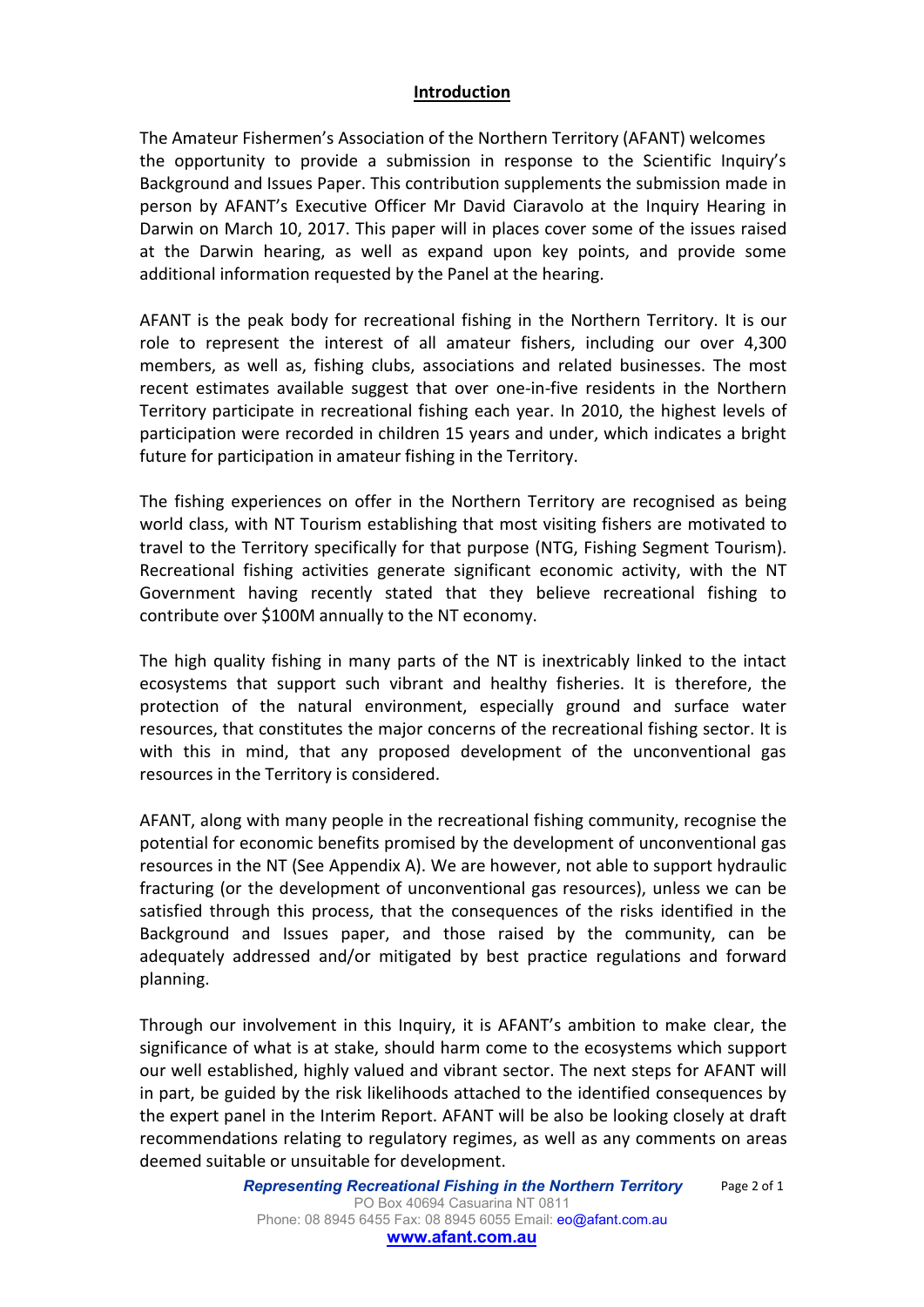## Introduction

The Amateur Fishermen's Association of the Northern Territory (AFANT) welcomes the opportunity to provide a submission in response to the Scientific Inquiry's Background and Issues Paper. This contribution supplements the submission made in person by AFANT's Executive Officer Mr David Ciaravolo at the Inquiry Hearing in Darwin on March 10, 2017. This paper will in places cover some of the issues raised at the Darwin hearing, as well as expand upon key points, and provide some additional information requested by the Panel at the hearing.

AFANT is the peak body for recreational fishing in the Northern Territory. It is our role to represent the interest of all amateur fishers, including our over 4,300 members, as well as, fishing clubs, associations and related businesses. The most recent estimates available suggest that over one-in-five residents in the Northern Territory participate in recreational fishing each year. In 2010, the highest levels of participation were recorded in children 15 years and under, which indicates a bright future for participation in amateur fishing in the Territory.

The fishing experiences on offer in the Northern Territory are recognised as being world class, with NT Tourism establishing that most visiting fishers are motivated to travel to the Territory specifically for that purpose (NTG, Fishing Segment Tourism). Recreational fishing activities generate significant economic activity, with the NT Government having recently stated that they believe recreational fishing to contribute over $100M annually to the NT economy.

The high quality fishing in many parts of the NT is inextricably linked to the intact ecosystems that support such vibrant and healthy fisheries. It is therefore, the protection of the natural environment, especially ground and surface water resources, that constitutes the major concerns of the recreational fishing sector. It is with this in mind, that any proposed development of the unconventional gas resources in the Territory is considered.

AFANT, along with many people in the recreational fishing community, recognise the potential for economic benefits promised by the development of unconventional gas resources in the NT (See Appendix A). We are however, not able to support hydraulic fracturing (or the development of unconventional gas resources), unless we can be satisfied through this process, that the consequences of the risks identified in the Background and Issues paper, and those raised by the community, can be adequately addressed and/or mitigated by best practice regulations and forward planning.

Through our involvement in this Inquiry, it is AFANT's ambition to make clear, the significance of what is at stake, should harm come to the ecosystems which support our well established, highly valued and vibrant sector. The next steps for AFANT will in part, be guided by the risk likelihoods attached to the identified consequences by the expert panel in the Interim Report. AFANT will be also be looking closely at draft recommendations relating to regulatory regimes, as well as any comments on areas deemed suitable or unsuitable for development.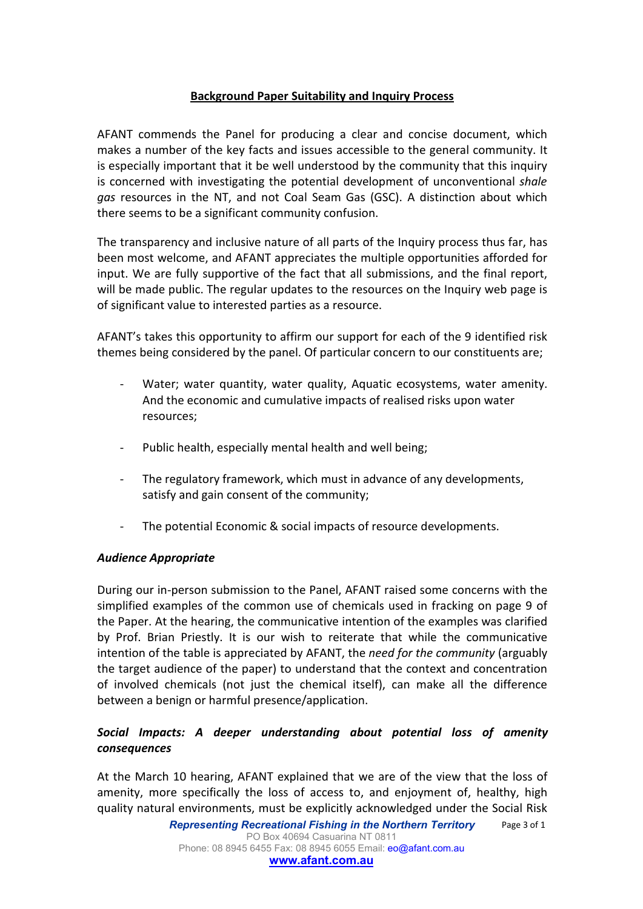## Background Paper Suitability and Inquiry Process

AFANT commends the Panel for producing a clear and concise document, which makes a number of the key facts and issues accessible to the general community. It is especially important that it be well understood by the community that this inquiry is concerned with investigating the potential development of unconventional *shale gas* resources in the NT, and not Coal Seam Gas (GSC). A distinction about which there seems to be a significant community confusion.

The transparency and inclusive nature of all parts of the Inquiry process thus far, has been most welcome, and AFANT appreciates the multiple opportunities afforded for input. We are fully supportive of the fact that all submissions, and the final report, will be made public. The regular updates to the resources on the Inquiry web page is of significant value to interested parties as a resource.

AFANT's takes this opportunity to affirm our support for each of the 9 identified risk themes being considered by the panel. Of particular concern to our constituents are;

- Water; water quantity, water quality, Aquatic ecosystems, water amenity. And the economic and cumulative impacts of realised risks upon water resources;
- Public health, especially mental health and well being;
- The regulatory framework, which must in advance of any developments, satisfy and gain consent of the community;
- The potential Economic & social impacts of resource developments.

### *Audience Appropriate*

During our in-person submission to the Panel, AFANT raised some concerns with the simplified examples of the common use of chemicals used in fracking on page 9 of the Paper. At the hearing, the communicative intention of the examples was clarified by Prof. Brian Priestly. It is our wish to reiterate that while the communicative intention of the table is appreciated by AFANT, the *need for the community* (arguably the target audience of the paper) to understand that the context and concentration of involved chemicals (not just the chemical itself), can make all the difference between a benign or harmful presence/application.

### *Social Impacts: A deeper understanding about potential loss of amenity consequences*

At the March 10 hearing, AFANT explained that we are of the view that the loss of amenity, more specifically the loss of access to, and enjoyment of, healthy, high quality natural environments, must be explicitly acknowledged under the Social Risk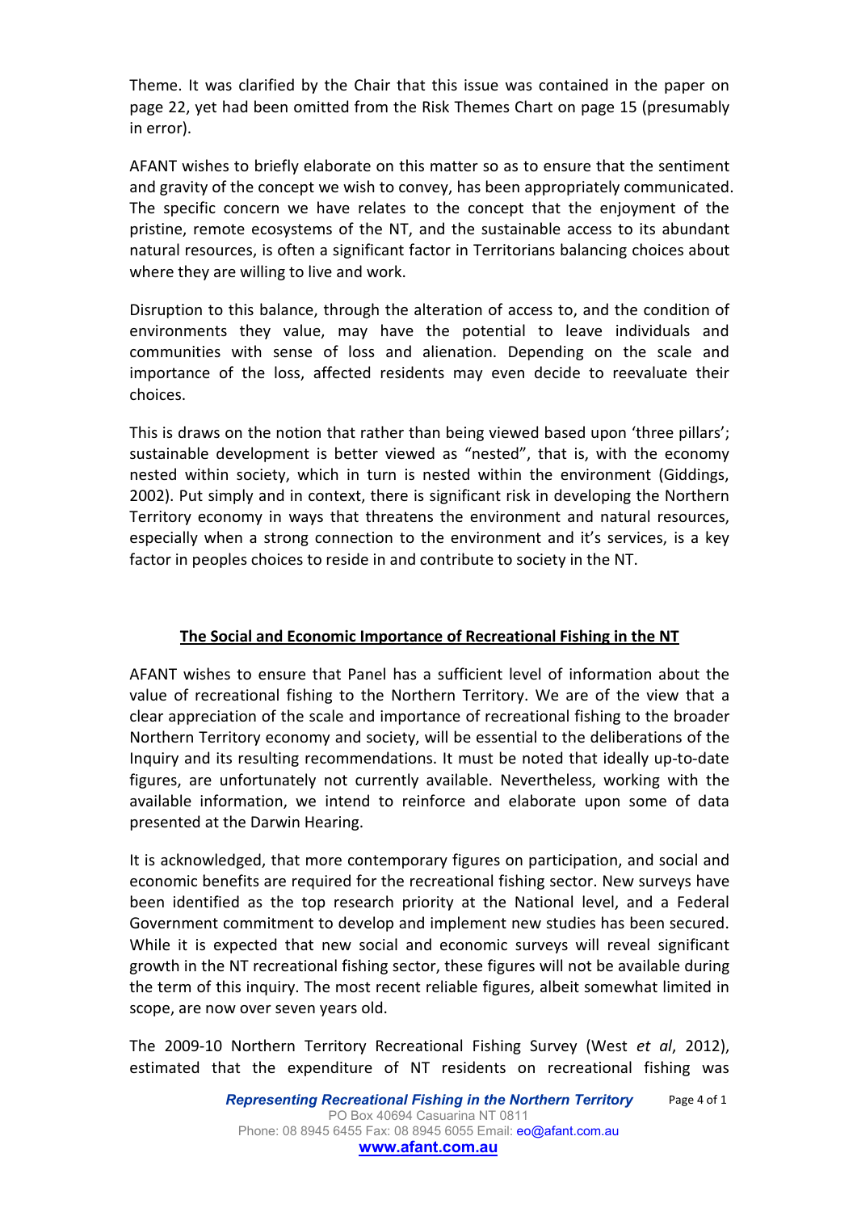Theme. It was clarified by the Chair that this issue was contained in the paper on page 22, yet had been omitted from the Risk Themes Chart on page 15 (presumably in error).

AFANT wishes to briefly elaborate on this matter so as to ensure that the sentiment and gravity of the concept we wish to convey, has been appropriately communicated. The specific concern we have relates to the concept that the enjoyment of the pristine, remote ecosystems of the NT, and the sustainable access to its abundant natural resources, is often a significant factor in Territorians balancing choices about where they are willing to live and work.

Disruption to this balance, through the alteration of access to, and the condition of environments they value, may have the potential to leave individuals and communities with sense of loss and alienation. Depending on the scale and importance of the loss, affected residents may even decide to reevaluate their choices.

This is draws on the notion that rather than being viewed based upon 'three pillars'; sustainable development is better viewed as "nested", that is, with the economy nested within society, which in turn is nested within the environment (Giddings, 2002). Put simply and in context, there is significant risk in developing the Northern Territory economy in ways that threatens the environment and natural resources, especially when a strong connection to the environment and it's services, is a key factor in peoples choices to reside in and contribute to society in the NT.

## The Social and Economic Importance of Recreational Fishing in the NT

AFANT wishes to ensure that Panel has a sufficient level of information about the value of recreational fishing to the Northern Territory. We are of the view that a clear appreciation of the scale and importance of recreational fishing to the broader Northern Territory economy and society, will be essential to the deliberations of the Inquiry and its resulting recommendations. It must be noted that ideally up-to-date figures, are unfortunately not currently available. Nevertheless, working with the available information, we intend to reinforce and elaborate upon some of data presented at the Darwin Hearing.

It is acknowledged, that more contemporary figures on participation, and social and economic benefits are required for the recreational fishing sector. New surveys have been identified as the top research priority at the National level, and a Federal Government commitment to develop and implement new studies has been secured. While it is expected that new social and economic surveys will reveal significant growth in the NT recreational fishing sector, these figures will not be available during the term of this inquiry. The most recent reliable figures, albeit somewhat limited in scope, are now over seven years old.

The 2009-10 Northern Territory Recreational Fishing Survey (West *et al*, 2012), estimated that the expenditure of NT residents on recreational fishing was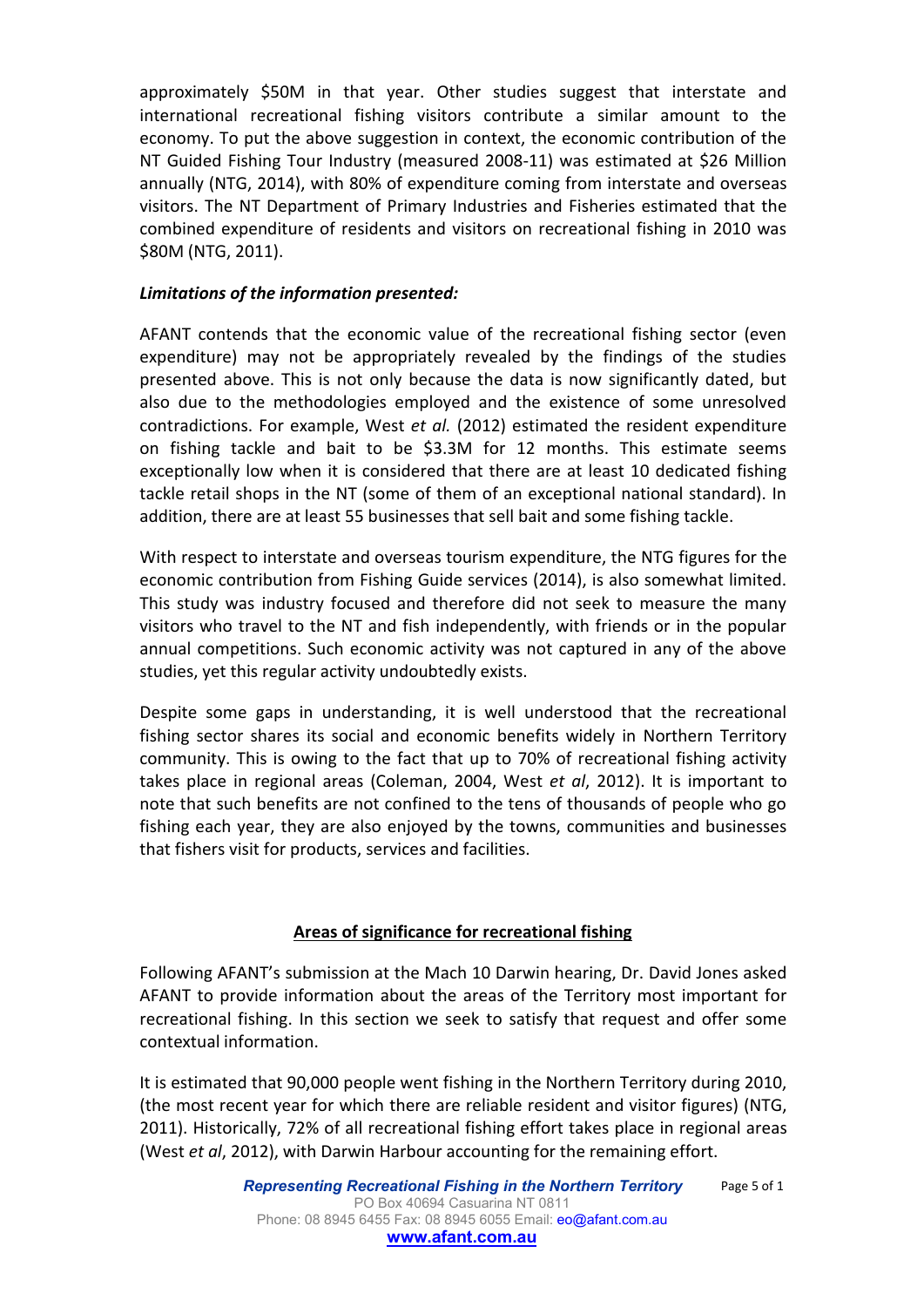approximately $50M in that year. Other studies suggest that interstate and international recreational fishing visitors contribute a similar amount to the economy. To put the above suggestion in context, the economic contribution of the NT Guided Fishing Tour Industry (measured 2008-11) was estimated at $26 Million annually (NTG, 2014), with 80% of expenditure coming from interstate and overseas visitors. The NT Department of Primary Industries and Fisheries estimated that the combined expenditure of residents and visitors on recreational fishing in 2010 was $80M (NTG, 2011).

***Limitations of the information presented:***

AFANT contends that the economic value of the recreational fishing sector (even expenditure) may not be appropriately revealed by the findings of the studies presented above. This is not only because the data is now significantly dated, but also due to the methodologies employed and the existence of some unresolved contradictions. For example, West *et al.* (2012) estimated the resident expenditure on fishing tackle and bait to be $3.3M for 12 months. This estimate seems exceptionally low when it is considered that there are at least 10 dedicated fishing tackle retail shops in the NT (some of them of an exceptional national standard). In addition, there are at least 55 businesses that sell bait and some fishing tackle.

With respect to interstate and overseas tourism expenditure, the NTG figures for the economic contribution from Fishing Guide services (2014), is also somewhat limited. This study was industry focused and therefore did not seek to measure the many visitors who travel to the NT and fish independently, with friends or in the popular annual competitions. Such economic activity was not captured in any of the above studies, yet this regular activity undoubtedly exists.

Despite some gaps in understanding, it is well understood that the recreational fishing sector shares its social and economic benefits widely in Northern Territory community. This is owing to the fact that up to 70% of recreational fishing activity takes place in regional areas (Coleman, 2004, West *et al*, 2012). It is important to note that such benefits are not confined to the tens of thousands of people who go fishing each year, they are also enjoyed by the towns, communities and businesses that fishers visit for products, services and facilities.

## Areas of significance for recreational fishing

Following AFANT's submission at the Mach 10 Darwin hearing, Dr. David Jones asked AFANT to provide information about the areas of the Territory most important for recreational fishing. In this section we seek to satisfy that request and offer some contextual information.

It is estimated that 90,000 people went fishing in the Northern Territory during 2010, (the most recent year for which there are reliable resident and visitor figures) (NTG, 2011). Historically, 72% of all recreational fishing effort takes place in regional areas (West *et al*, 2012), with Darwin Harbour accounting for the remaining effort.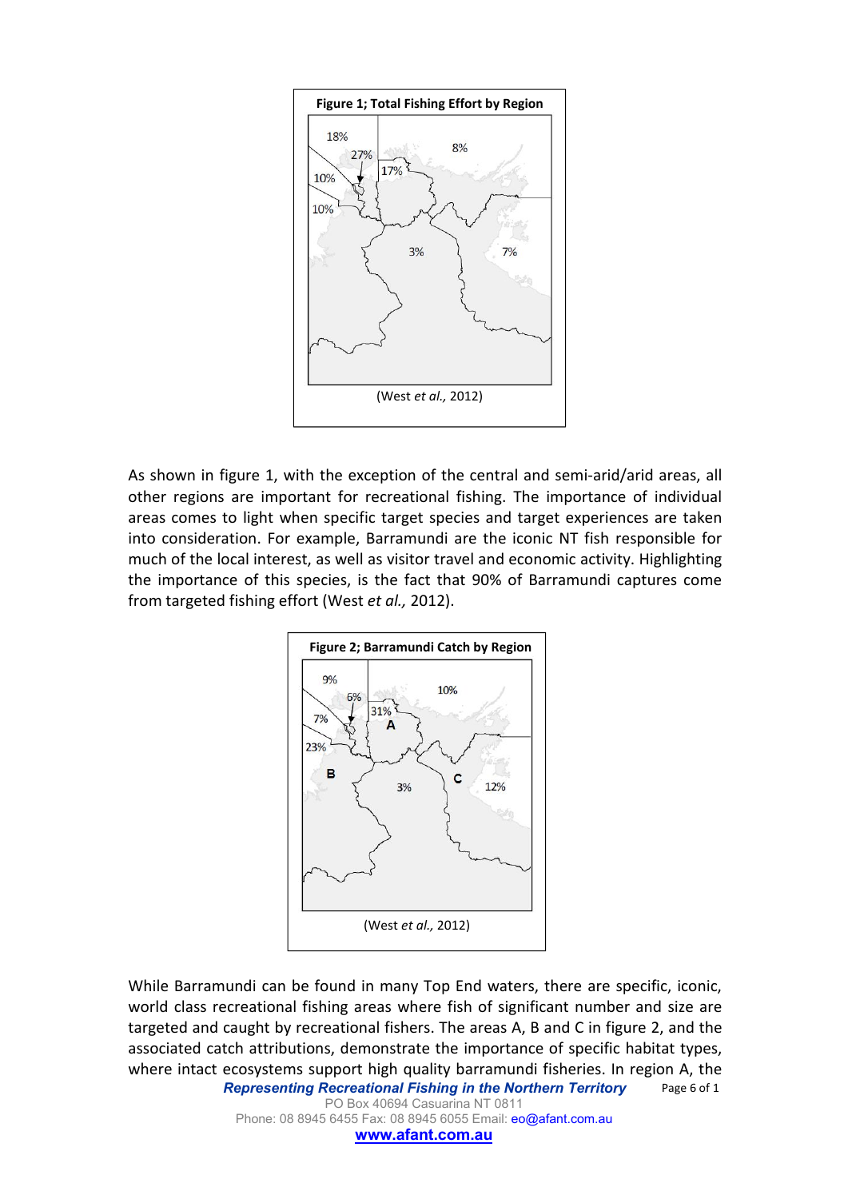**Figure 1; Total Fishing Effort by Region**

(West *et al.,* 2012)

As shown in figure 1, with the exception of the central and semi-arid/arid areas, all other regions are important for recreational fishing. The importance of individual areas comes to light when specific target species and target experiences are taken into consideration. For example, Barramundi are the iconic NT fish responsible for much of the local interest, as well as visitor travel and economic activity. Highlighting the importance of this species, is the fact that 90% of Barramundi captures come from targeted fishing effort (West *et al.,* 2012).

**Figure 2; Barramundi Catch by Region**

(West *et al.,* 2012)

While Barramundi can be found in many Top End waters, there are specific, iconic, world class recreational fishing areas where fish of significant number and size are targeted and caught by recreational fishers. The areas A, B and C in figure 2, and the associated catch attributions, demonstrate the importance of specific habitat types, where intact ecosystems support high quality barramundi fisheries. In region A, the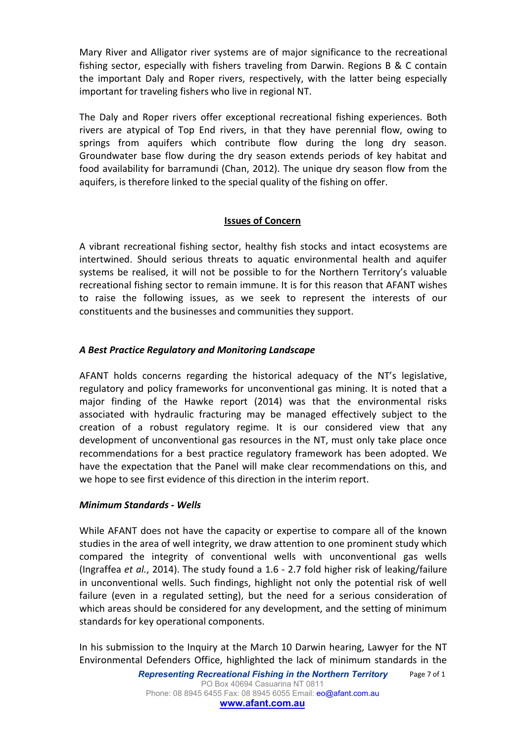Mary River and Alligator river systems are of major significance to the recreational fishing sector, especially with fishers traveling from Darwin. Regions B & C contain the important Daly and Roper rivers, respectively, with the latter being especially important for traveling fishers who live in regional NT.

The Daly and Roper rivers offer exceptional recreational fishing experiences. Both rivers are atypical of Top End rivers, in that they have perennial flow, owing to springs from aquifers which contribute flow during the long dry season. Groundwater base flow during the dry season extends periods of key habitat and food availability for barramundi (Chan, 2012). The unique dry season flow from the aquifers, is therefore linked to the special quality of the fishing on offer.

## Issues of Concern

A vibrant recreational fishing sector, healthy fish stocks and intact ecosystems are intertwined. Should serious threats to aquatic environmental health and aquifer systems be realised, it will not be possible to for the Northern Territory's valuable recreational fishing sector to remain immune. It is for this reason that AFANT wishes to raise the following issues, as we seek to represent the interests of our constituents and the businesses and communities they support.

### *A Best Practice Regulatory and Monitoring Landscape*

AFANT holds concerns regarding the historical adequacy of the NT's legislative, regulatory and policy frameworks for unconventional gas mining. It is noted that a major finding of the Hawke report (2014) was that the environmental risks associated with hydraulic fracturing may be managed effectively subject to the creation of a robust regulatory regime. It is our considered view that any development of unconventional gas resources in the NT, must only take place once recommendations for a best practice regulatory framework has been adopted. We have the expectation that the Panel will make clear recommendations on this, and we hope to see first evidence of this direction in the interim report.

### *Minimum Standards - Wells*

While AFANT does not have the capacity or expertise to compare all of the known studies in the area of well integrity, we draw attention to one prominent study which compared the integrity of conventional wells with unconventional gas wells (Ingraffea *et al.*, 2014). The study found a 1.6 - 2.7 fold higher risk of leaking/failure in unconventional wells. Such findings, highlight not only the potential risk of well failure (even in a regulated setting), but the need for a serious consideration of which areas should be considered for any development, and the setting of minimum standards for key operational components.

In his submission to the Inquiry at the March 10 Darwin hearing, Lawyer for the NT Environmental Defenders Office, highlighted the lack of minimum standards in the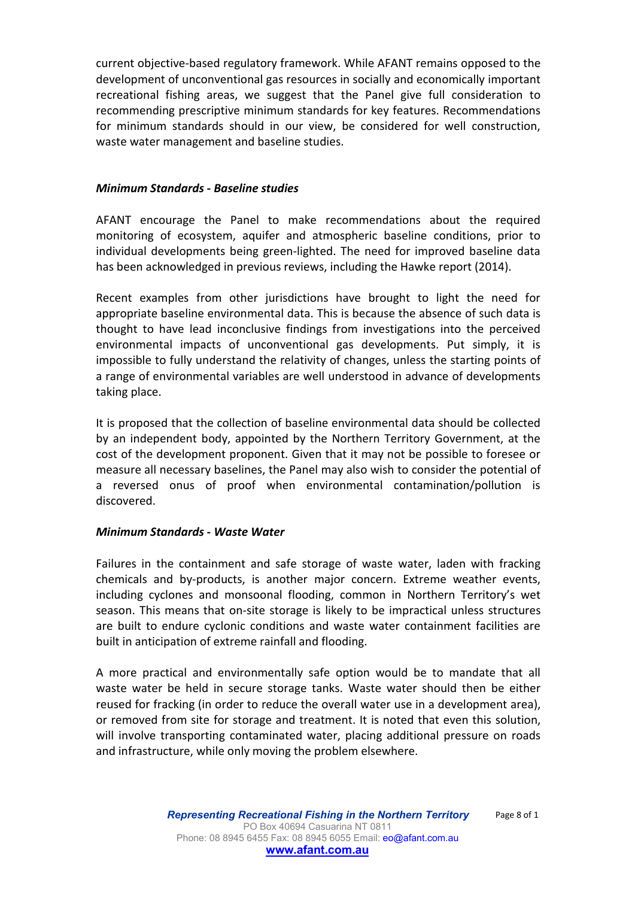current objective-based regulatory framework. While AFANT remains opposed to the development of unconventional gas resources in socially and economically important recreational fishing areas, we suggest that the Panel give full consideration to recommending prescriptive minimum standards for key features. Recommendations for minimum standards should in our view, be considered for well construction, waste water management and baseline studies.

***Minimum Standards - Baseline studies***

AFANT encourage the Panel to make recommendations about the required monitoring of ecosystem, aquifer and atmospheric baseline conditions, prior to individual developments being green-lighted. The need for improved baseline data has been acknowledged in previous reviews, including the Hawke report (2014).

Recent examples from other jurisdictions have brought to light the need for appropriate baseline environmental data. This is because the absence of such data is thought to have lead inconclusive findings from investigations into the perceived environmental impacts of unconventional gas developments. Put simply, it is impossible to fully understand the relativity of changes, unless the starting points of a range of environmental variables are well understood in advance of developments taking place.

It is proposed that the collection of baseline environmental data should be collected by an independent body, appointed by the Northern Territory Government, at the cost of the development proponent. Given that it may not be possible to foresee or measure all necessary baselines, the Panel may also wish to consider the potential of a reversed onus of proof when environmental contamination/pollution is discovered.

***Minimum Standards - Waste Water***

Failures in the containment and safe storage of waste water, laden with fracking chemicals and by-products, is another major concern. Extreme weather events, including cyclones and monsoonal flooding, common in Northern Territory's wet season. This means that on-site storage is likely to be impractical unless structures are built to endure cyclonic conditions and waste water containment facilities are built in anticipation of extreme rainfall and flooding.

A more practical and environmentally safe option would be to mandate that all waste water be held in secure storage tanks. Waste water should then be either reused for fracking (in order to reduce the overall water use in a development area), or removed from site for storage and treatment. It is noted that even this solution, will involve transporting contaminated water, placing additional pressure on roads and infrastructure, while only moving the problem elsewhere.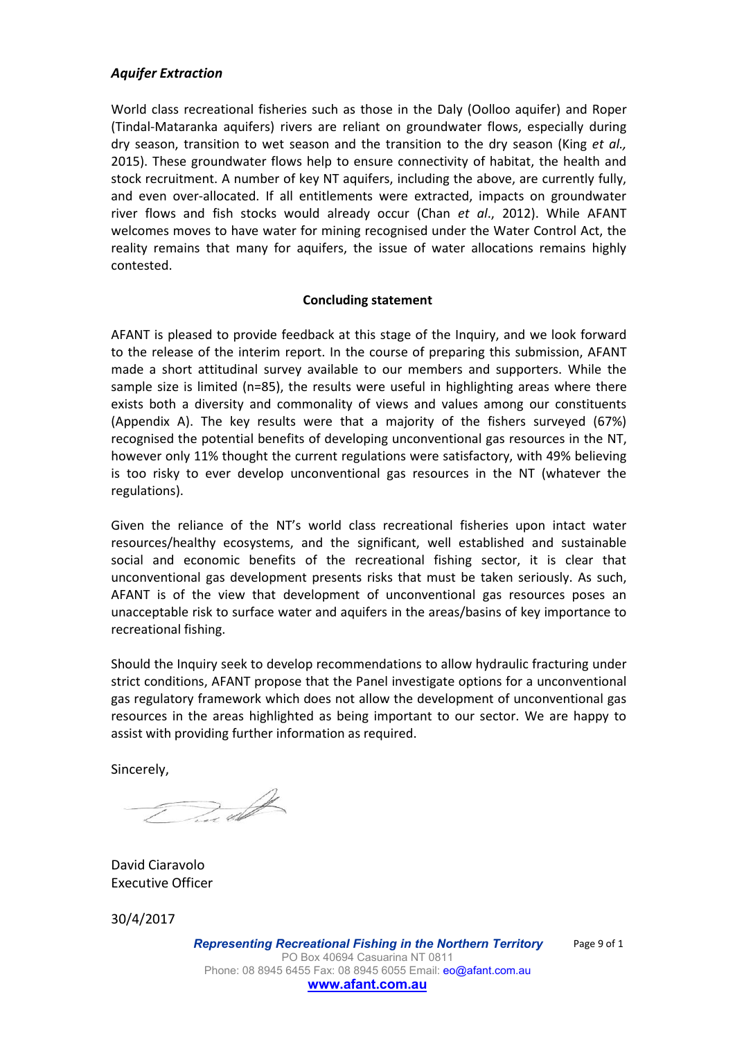### *Aquifer Extraction*

World class recreational fisheries such as those in the Daly (Oolloo aquifer) and Roper (Tindal-Mataranka aquifers) rivers are reliant on groundwater flows, especially during dry season, transition to wet season and the transition to the dry season (King *et al.,* 2015). These groundwater flows help to ensure connectivity of habitat, the health and stock recruitment. A number of key NT aquifers, including the above, are currently fully, and even over-allocated. If all entitlements were extracted, impacts on groundwater river flows and fish stocks would already occur (Chan *et al*., 2012). While AFANT welcomes moves to have water for mining recognised under the Water Control Act, the reality remains that many for aquifers, the issue of water allocations remains highly contested.

**Concluding statement**

AFANT is pleased to provide feedback at this stage of the Inquiry, and we look forward to the release of the interim report. In the course of preparing this submission, AFANT made a short attitudinal survey available to our members and supporters. While the sample size is limited (n=85), the results were useful in highlighting areas where there exists both a diversity and commonality of views and values among our constituents (Appendix A). The key results were that a majority of the fishers surveyed (67%) recognised the potential benefits of developing unconventional gas resources in the NT, however only 11% thought the current regulations were satisfactory, with 49% believing is too risky to ever develop unconventional gas resources in the NT (whatever the regulations).

Given the reliance of the NT's world class recreational fisheries upon intact water resources/healthy ecosystems, and the significant, well established and sustainable social and economic benefits of the recreational fishing sector, it is clear that unconventional gas development presents risks that must be taken seriously. As such, AFANT is of the view that development of unconventional gas resources poses an unacceptable risk to surface water and aquifers in the areas/basins of key importance to recreational fishing.

Should the Inquiry seek to develop recommendations to allow hydraulic fracturing under strict conditions, AFANT propose that the Panel investigate options for a unconventional gas regulatory framework which does not allow the development of unconventional gas resources in the areas highlighted as being important to our sector. We are happy to assist with providing further information as required.

Sincerely,

David Ciaravolo
Executive Officer

30/4/2017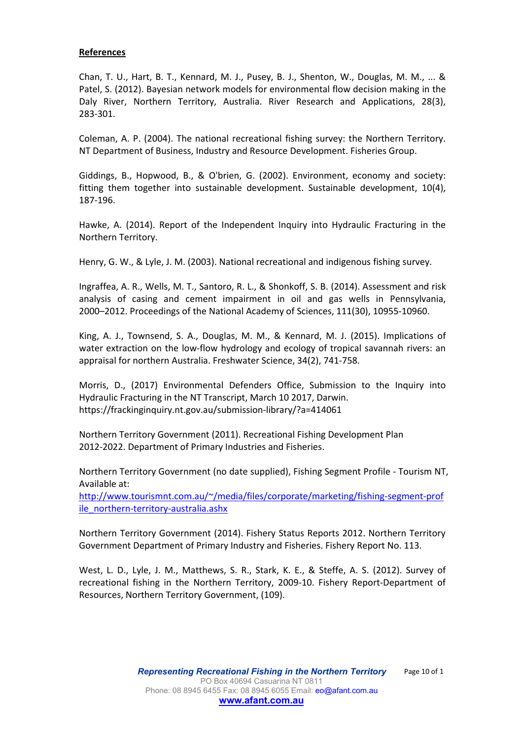**References**

Chan, T. U., Hart, B. T., Kennard, M. J., Pusey, B. J., Shenton, W., Douglas, M. M., ... & Patel, S. (2012). Bayesian network models for environmental flow decision making in the Daly River, Northern Territory, Australia. River Research and Applications, 28(3), 283-301.

Coleman, A. P. (2004). The national recreational fishing survey: the Northern Territory. NT Department of Business, Industry and Resource Development. Fisheries Group.

Giddings, B., Hopwood, B., & O'brien, G. (2002). Environment, economy and society: fitting them together into sustainable development. Sustainable development, 10(4), 187-196.

Hawke, A. (2014). Report of the Independent Inquiry into Hydraulic Fracturing in the Northern Territory.

Henry, G. W., & Lyle, J. M. (2003). National recreational and indigenous fishing survey.

Ingraffea, A. R., Wells, M. T., Santoro, R. L., & Shonkoff, S. B. (2014). Assessment and risk analysis of casing and cement impairment in oil and gas wells in Pennsylvania, 2000–2012. Proceedings of the National Academy of Sciences, 111(30), 10955-10960.

King, A. J., Townsend, S. A., Douglas, M. M., & Kennard, M. J. (2015). Implications of water extraction on the low-flow hydrology and ecology of tropical savannah rivers: an appraisal for northern Australia. Freshwater Science, 34(2), 741-758.

Morris, D., (2017) Environmental Defenders Office, Submission to the Inquiry into Hydraulic Fracturing in the NT Transcript, March 10 2017, Darwin. https://frackinginquiry.nt.gov.au/submission-library/?a=414061

Northern Territory Government (2011). Recreational Fishing Development Plan 2012-2022. Department of Primary Industries and Fisheries.

Northern Territory Government (no date supplied), Fishing Segment Profile - Tourism NT, Available at: http://www.tourismnt.com.au/~/media/files/corporate/marketing/fishing-segment-profile_northern-territory-australia.ashx

Northern Territory Government (2014). Fishery Status Reports 2012. Northern Territory Government Department of Primary Industry and Fisheries. Fishery Report No. 113.

West, L. D., Lyle, J. M., Matthews, S. R., Stark, K. E., & Steffe, A. S. (2012). Survey of recreational fishing in the Northern Territory, 2009-10. Fishery Report-Department of Resources, Northern Territory Government, (109).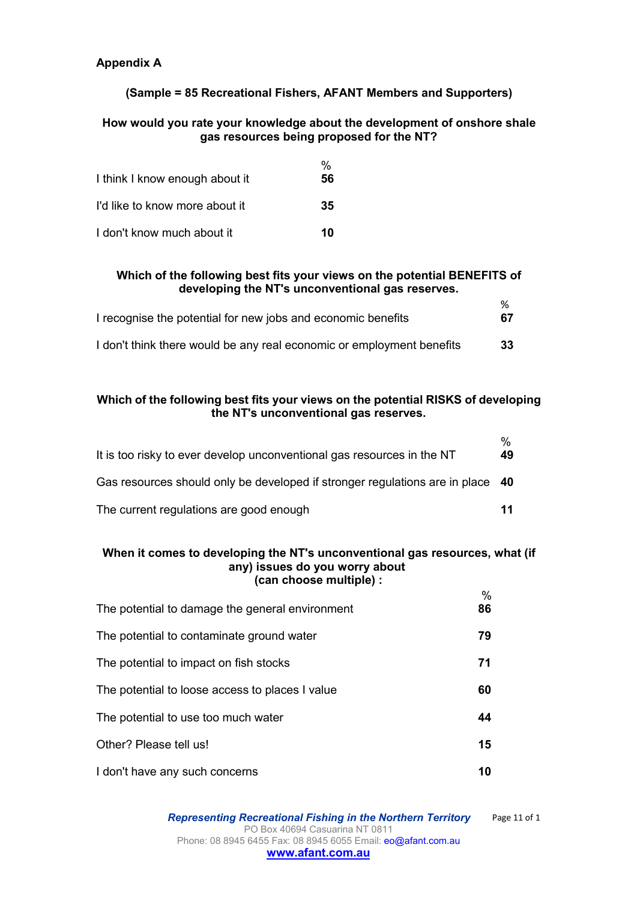## Appendix A

**(Sample = 85 Recreational Fishers, AFANT Members and Supporters)**

### How would you rate your knowledge about the development of onshore shale gas resources being proposed for the NT?

| | % |
|---|---|
| I think I know enough about it | **56** |
| I'd like to know more about it | **35** |
| I don't know much about it | **10** |

### Which of the following best fits your views on the potential BENEFITS of developing the NT's unconventional gas reserves.

| | % |
|---|---|
| I recognise the potential for new jobs and economic benefits | **67** |
| I don't think there would be any real economic or employment benefits | **33** |

### Which of the following best fits your views on the potential RISKS of developing the NT's unconventional gas reserves.

| | % |
|---|---|
| It is too risky to ever develop unconventional gas resources in the NT | **49** |
| Gas resources should only be developed if stronger regulations are in place | **40** |
| The current regulations are good enough | **11** |

### When it comes to developing the NT's unconventional gas resources, what (if any) issues do you worry about (can choose multiple) :

| | % |
|---|---|
| The potential to damage the general environment | **86** |
| The potential to contaminate ground water | **79** |
| The potential to impact on fish stocks | **71** |
| The potential to loose access to places I value | **60** |
| The potential to use too much water | **44** |
| Other? Please tell us! | **15** |
| I don't have any such concerns | **10** |

***Representing Recreational Fishing in the Northern Territory***

PO Box 40694 Casuarina NT 0811
Phone: 08 8945 6455 Fax: 08 8945 6055 Email: eo@afant.com.au
**www.afant.com.au**